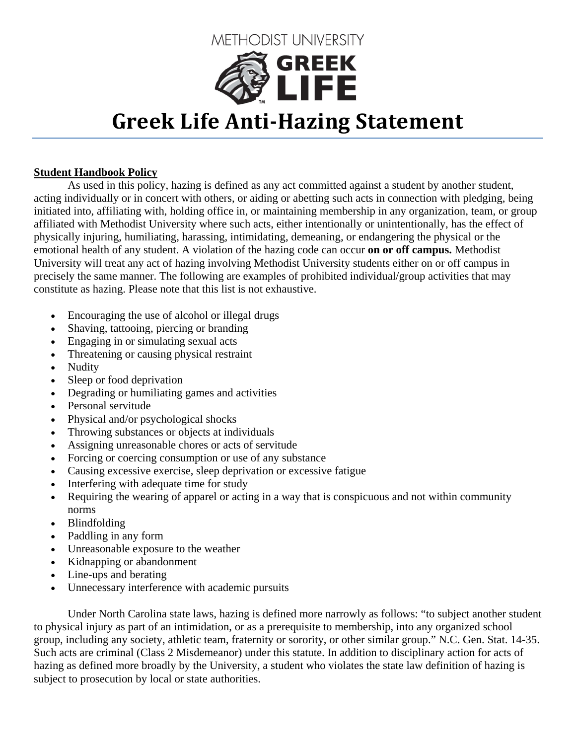METHODIST UNIVERSITY

GREEK LIFE

# Greek Life Anti-Hazing Statement

## Student Handbook Policy

As used in this policy, hazing is defined as any act committed against a student by another student, acting individually or in concert with others, or aiding or abetting such acts in connection with pledging, being initiated into, affiliating with, holding office in, or maintaining membership in any organization, team, or group affiliated with Methodist University where such acts, either intentionally or unintentionally, has the effect of physically injuring, humiliating, harassing, intimidating, demeaning, or endangering the physical or the emotional health of any student. A violation of the hazing code can occur **on or off campus.** Methodist University will treat any act of hazing involving Methodist University students either on or off campus in precisely the same manner. The following are examples of prohibited individual/group activities that may constitute as hazing. Please note that this list is not exhaustive.

- Encouraging the use of alcohol or illegal drugs
- Shaving, tattooing, piercing or branding
- Engaging in or simulating sexual acts
- Threatening or causing physical restraint
- Nudity
- Sleep or food deprivation
- Degrading or humiliating games and activities
- Personal servitude
- Physical and/or psychological shocks
- Throwing substances or objects at individuals
- Assigning unreasonable chores or acts of servitude
- Forcing or coercing consumption or use of any substance
- Causing excessive exercise, sleep deprivation or excessive fatigue
- Interfering with adequate time for study
- Requiring the wearing of apparel or acting in a way that is conspicuous and not within community norms
- Blindfolding
- Paddling in any form
- Unreasonable exposure to the weather
- Kidnapping or abandonment
- Line-ups and berating
- Unnecessary interference with academic pursuits

Under North Carolina state laws, hazing is defined more narrowly as follows: "to subject another student to physical injury as part of an intimidation, or as a prerequisite to membership, into any organized school group, including any society, athletic team, fraternity or sorority, or other similar group." N.C. Gen. Stat. 14-35. Such acts are criminal (Class 2 Misdemeanor) under this statute. In addition to disciplinary action for acts of hazing as defined more broadly by the University, a student who violates the state law definition of hazing is subject to prosecution by local or state authorities.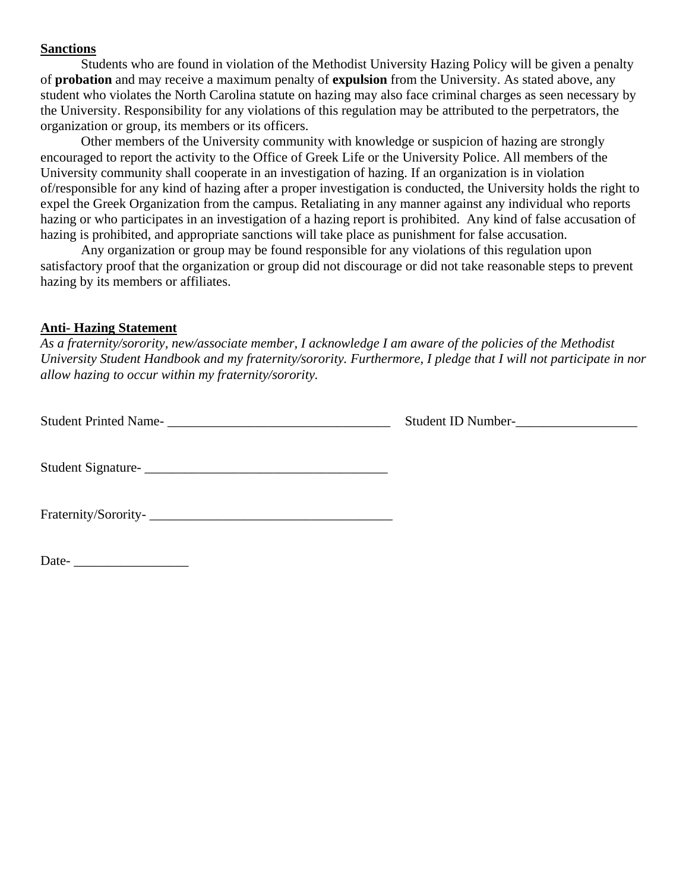**Sanctions**

Students who are found in violation of the Methodist University Hazing Policy will be given a penalty of **probation** and may receive a maximum penalty of **expulsion** from the University. As stated above, any student who violates the North Carolina statute on hazing may also face criminal charges as seen necessary by the University. Responsibility for any violations of this regulation may be attributed to the perpetrators, the organization or group, its members or its officers.

Other members of the University community with knowledge or suspicion of hazing are strongly encouraged to report the activity to the Office of Greek Life or the University Police. All members of the University community shall cooperate in an investigation of hazing. If an organization is in violation of/responsible for any kind of hazing after a proper investigation is conducted, the University holds the right to expel the Greek Organization from the campus. Retaliating in any manner against any individual who reports hazing or who participates in an investigation of a hazing report is prohibited. Any kind of false accusation of hazing is prohibited, and appropriate sanctions will take place as punishment for false accusation.

Any organization or group may be found responsible for any violations of this regulation upon satisfactory proof that the organization or group did not discourage or did not take reasonable steps to prevent hazing by its members or affiliates.

**Anti- Hazing Statement**

*As a fraternity/sorority, new/associate member, I acknowledge I am aware of the policies of the Methodist University Student Handbook and my fraternity/sorority. Furthermore, I pledge that I will not participate in nor allow hazing to occur within my fraternity/sorority.*

Student Printed Name- ________________________________ Student ID Number-_________________

Student Signature- ___________________________________

Fraternity/Sorority- ___________________________________

Date- ________________